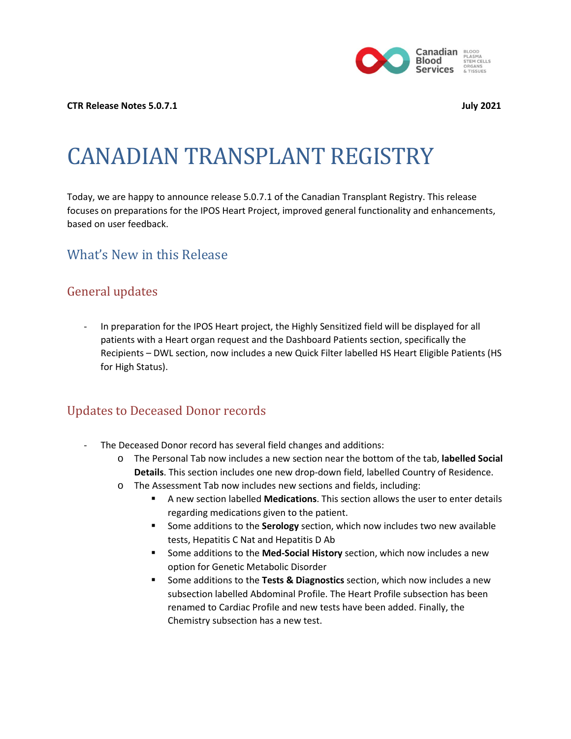**CTR Release Notes 5.0.7.1** **July 2021**

# CANADIAN TRANSPLANT REGISTRY

Today, we are happy to announce release 5.0.7.1 of the Canadian Transplant Registry. This release focuses on preparations for the IPOS Heart Project, improved general functionality and enhancements, based on user feedback.

## What's New in this Release

### General updates

- In preparation for the IPOS Heart project, the Highly Sensitized field will be displayed for all patients with a Heart organ request and the Dashboard Patients section, specifically the Recipients – DWL section, now includes a new Quick Filter labelled HS Heart Eligible Patients (HS for High Status).

### Updates to Deceased Donor records

- The Deceased Donor record has several field changes and additions:
  - The Personal Tab now includes a new section near the bottom of the tab, **labelled Social Details**. This section includes one new drop-down field, labelled Country of Residence.
  - The Assessment Tab now includes new sections and fields, including:
    - A new section labelled **Medications**. This section allows the user to enter details regarding medications given to the patient.
    - Some additions to the **Serology** section, which now includes two new available tests, Hepatitis C Nat and Hepatitis D Ab
    - Some additions to the **Med-Social History** section, which now includes a new option for Genetic Metabolic Disorder
    - Some additions to the **Tests & Diagnostics** section, which now includes a new subsection labelled Abdominal Profile. The Heart Profile subsection has been renamed to Cardiac Profile and new tests have been added. Finally, the Chemistry subsection has a new test.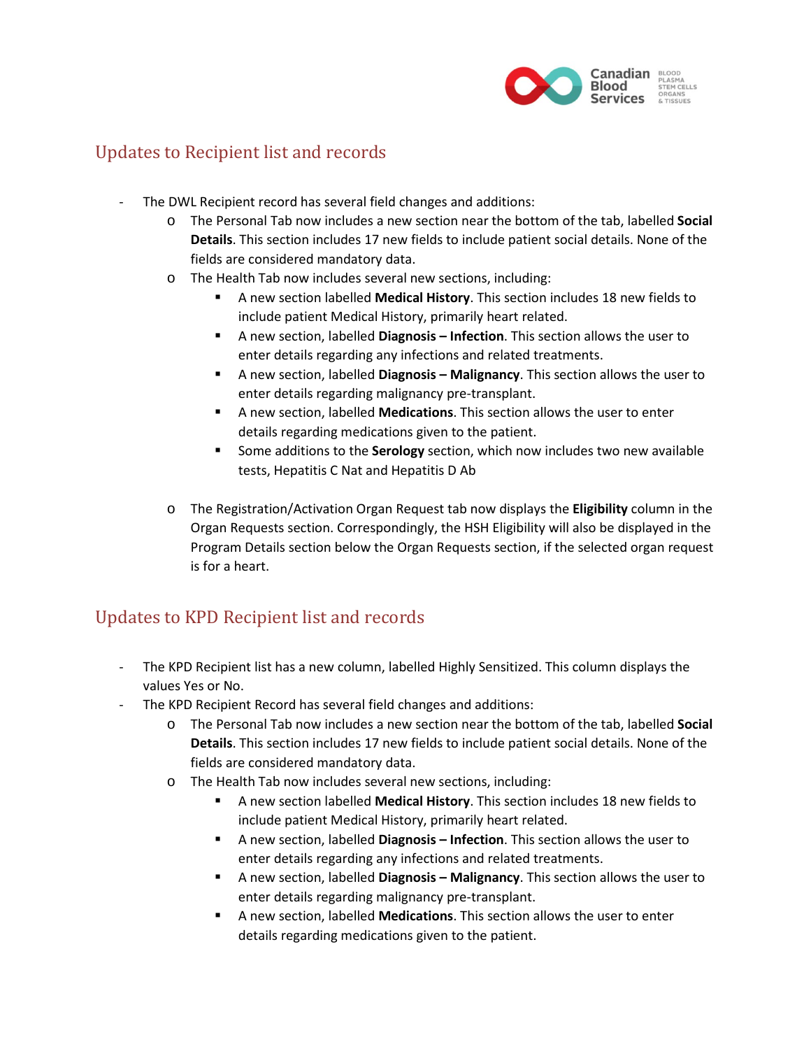## Updates to Recipient list and records

- The DWL Recipient record has several field changes and additions:
  - The Personal Tab now includes a new section near the bottom of the tab, labelled **Social Details**. This section includes 17 new fields to include patient social details. None of the fields are considered mandatory data.
  - The Health Tab now includes several new sections, including:
    - A new section labelled **Medical History**. This section includes 18 new fields to include patient Medical History, primarily heart related.
    - A new section, labelled **Diagnosis – Infection**. This section allows the user to enter details regarding any infections and related treatments.
    - A new section, labelled **Diagnosis – Malignancy**. This section allows the user to enter details regarding malignancy pre-transplant.
    - A new section, labelled **Medications**. This section allows the user to enter details regarding medications given to the patient.
    - Some additions to the **Serology** section, which now includes two new available tests, Hepatitis C Nat and Hepatitis D Ab
  - The Registration/Activation Organ Request tab now displays the **Eligibility** column in the Organ Requests section. Correspondingly, the HSH Eligibility will also be displayed in the Program Details section below the Organ Requests section, if the selected organ request is for a heart.

## Updates to KPD Recipient list and records

- The KPD Recipient list has a new column, labelled Highly Sensitized. This column displays the values Yes or No.
- The KPD Recipient Record has several field changes and additions:
  - The Personal Tab now includes a new section near the bottom of the tab, labelled **Social Details**. This section includes 17 new fields to include patient social details. None of the fields are considered mandatory data.
  - The Health Tab now includes several new sections, including:
    - A new section labelled **Medical History**. This section includes 18 new fields to include patient Medical History, primarily heart related.
    - A new section, labelled **Diagnosis – Infection**. This section allows the user to enter details regarding any infections and related treatments.
    - A new section, labelled **Diagnosis – Malignancy**. This section allows the user to enter details regarding malignancy pre-transplant.
    - A new section, labelled **Medications**. This section allows the user to enter details regarding medications given to the patient.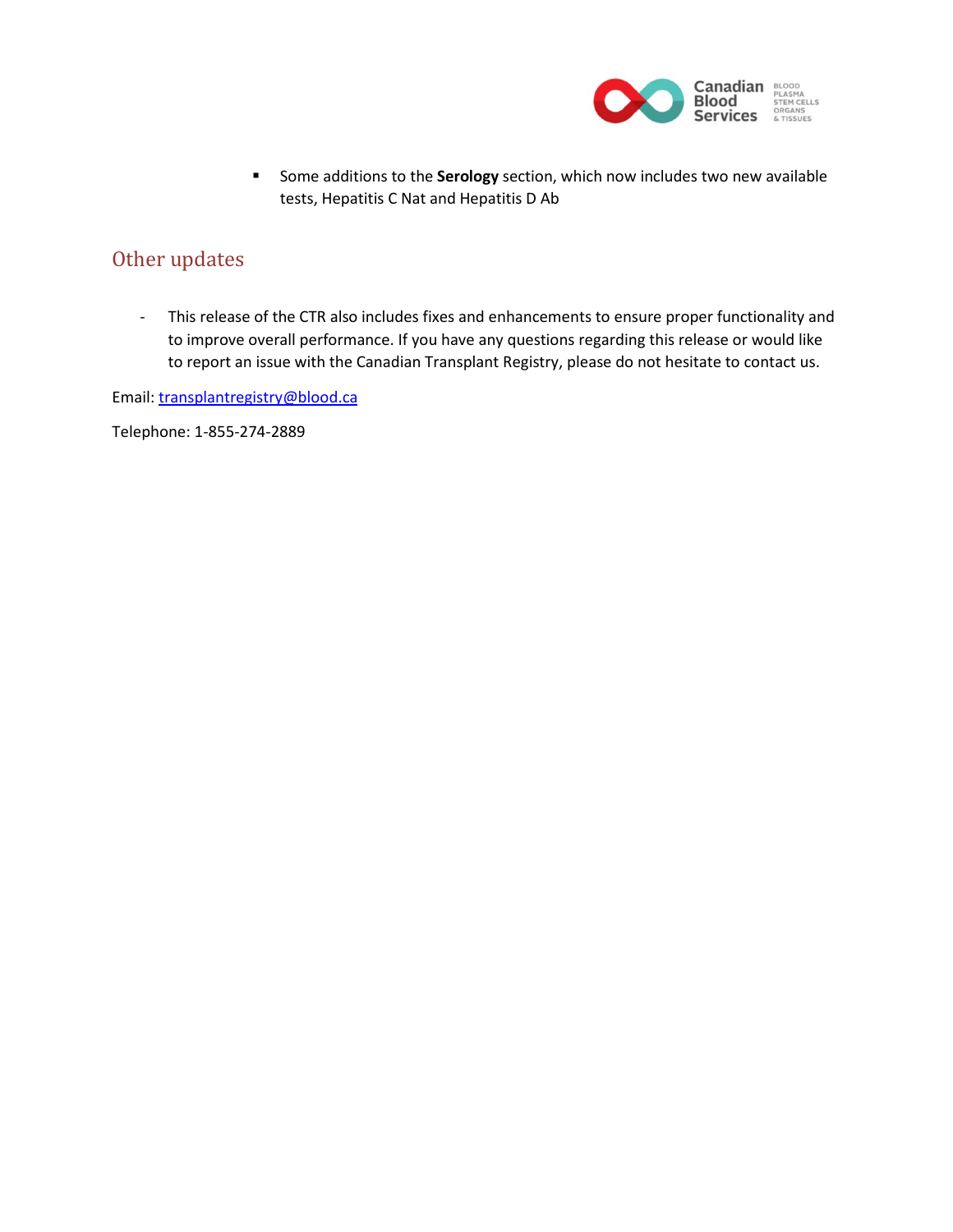- Some additions to the **Serology** section, which now includes two new available tests, Hepatitis C Nat and Hepatitis D Ab

## Other updates

- This release of the CTR also includes fixes and enhancements to ensure proper functionality and to improve overall performance. If you have any questions regarding this release or would like to report an issue with the Canadian Transplant Registry, please do not hesitate to contact us.

Email: transplantregistry@blood.ca

Telephone: 1-855-274-2889